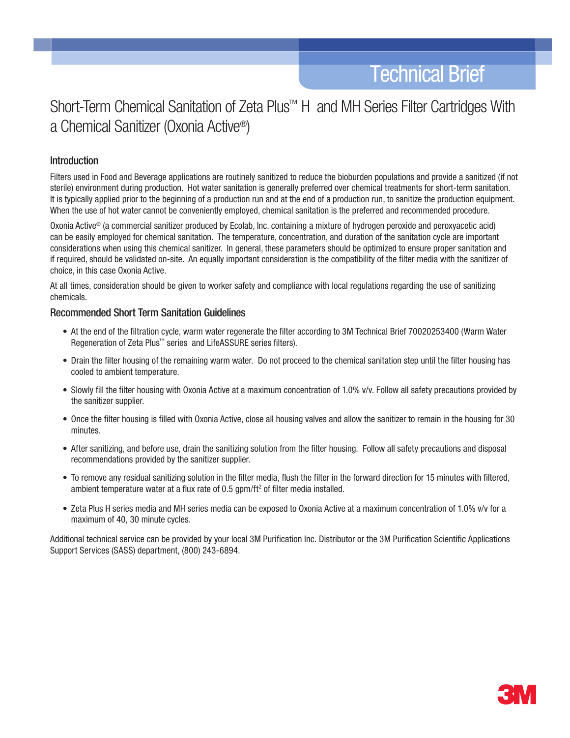Technical Brief

# Short-Term Chemical Sanitation of Zeta Plus™ H and MH Series Filter Cartridges With a Chemical Sanitizer (Oxonia Active®)

## Introduction

Filters used in Food and Beverage applications are routinely sanitized to reduce the bioburden populations and provide a sanitized (if not sterile) environment during production. Hot water sanitation is generally preferred over chemical treatments for short-term sanitation. It is typically applied prior to the beginning of a production run and at the end of a production run, to sanitize the production equipment. When the use of hot water cannot be conveniently employed, chemical sanitation is the preferred and recommended procedure.

Oxonia Active® (a commercial sanitizer produced by Ecolab, Inc. containing a mixture of hydrogen peroxide and peroxyacetic acid) can be easily employed for chemical sanitation. The temperature, concentration, and duration of the sanitation cycle are important considerations when using this chemical sanitizer. In general, these parameters should be optimized to ensure proper sanitation and if required, should be validated on-site. An equally important consideration is the compatibility of the filter media with the sanitizer of choice, in this case Oxonia Active.

At all times, consideration should be given to worker safety and compliance with local regulations regarding the use of sanitizing chemicals.

## Recommended Short Term Sanitation Guidelines

- At the end of the filtration cycle, warm water regenerate the filter according to 3M Technical Brief 70020253400 (Warm Water Regeneration of Zeta Plus™ series and LifeASSURE series filters).
- Drain the filter housing of the remaining warm water. Do not proceed to the chemical sanitation step until the filter housing has cooled to ambient temperature.
- Slowly fill the filter housing with Oxonia Active at a maximum concentration of 1.0% v/v. Follow all safety precautions provided by the sanitizer supplier.
- Once the filter housing is filled with Oxonia Active, close all housing valves and allow the sanitizer to remain in the housing for 30 minutes.
- After sanitizing, and before use, drain the sanitizing solution from the filter housing. Follow all safety precautions and disposal recommendations provided by the sanitizer supplier.
- To remove any residual sanitizing solution in the filter media, flush the filter in the forward direction for 15 minutes with filtered, ambient temperature water at a flux rate of 0.5 gpm/ft$^2$ of filter media installed.
- Zeta Plus H series media and MH series media can be exposed to Oxonia Active at a maximum concentration of 1.0% v/v for a maximum of 40, 30 minute cycles.

Additional technical service can be provided by your local 3M Purification Inc. Distributor or the 3M Purification Scientific Applications Support Services (SASS) department, (800) 243-6894.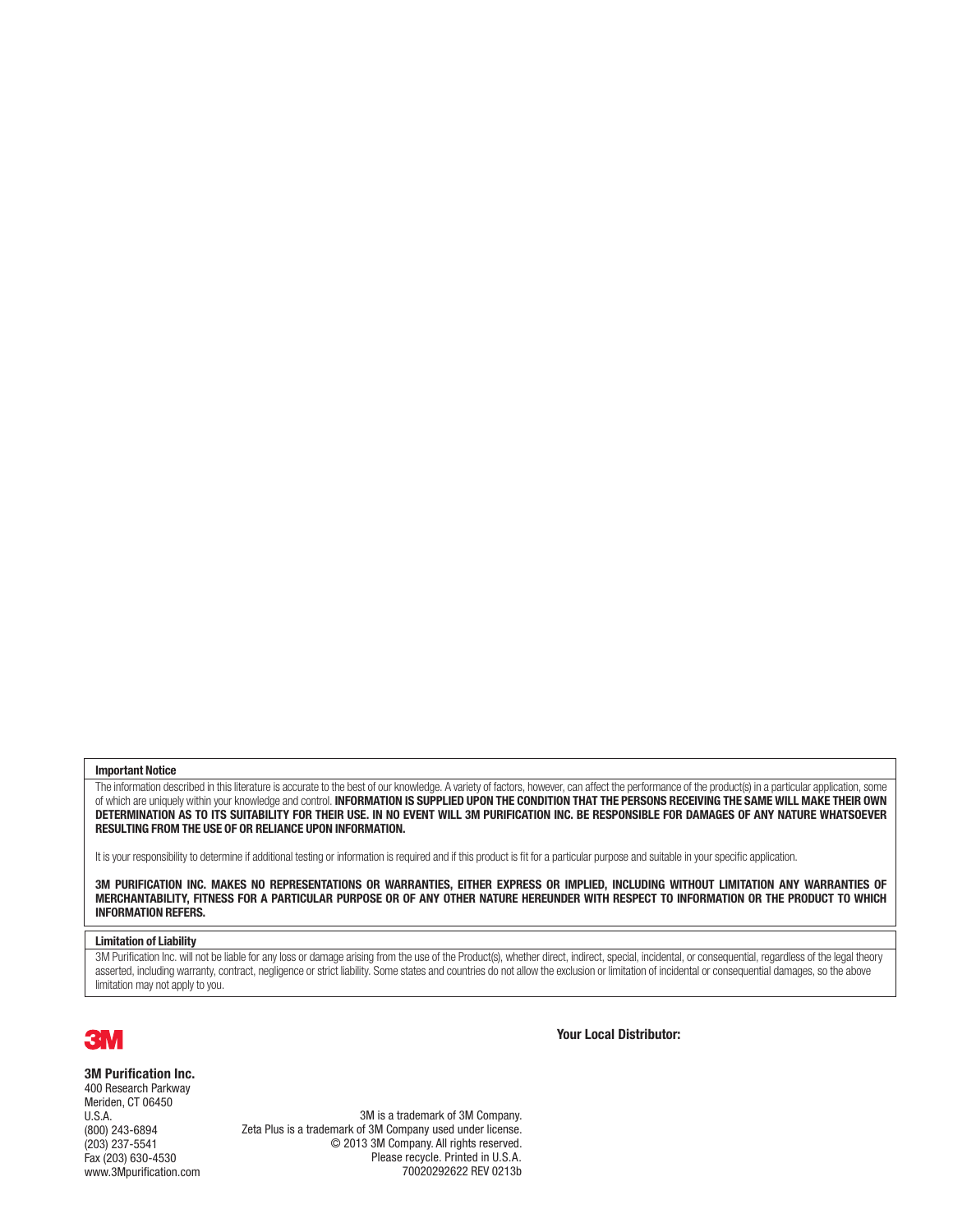**Important Notice**

The information described in this literature is accurate to the best of our knowledge. A variety of factors, however, can affect the performance of the product(s) in a particular application, some of which are uniquely within your knowledge and control. **INFORMATION IS SUPPLIED UPON THE CONDITION THAT THE PERSONS RECEIVING THE SAME WILL MAKE THEIR OWN DETERMINATION AS TO ITS SUITABILITY FOR THEIR USE. IN NO EVENT WILL 3M PURIFICATION INC. BE RESPONSIBLE FOR DAMAGES OF ANY NATURE WHATSOEVER RESULTING FROM THE USE OF OR RELIANCE UPON INFORMATION.**

It is your responsibility to determine if additional testing or information is required and if this product is fit for a particular purpose and suitable in your specific application.

**3M PURIFICATION INC. MAKES NO REPRESENTATIONS OR WARRANTIES, EITHER EXPRESS OR IMPLIED, INCLUDING WITHOUT LIMITATION ANY WARRANTIES OF MERCHANTABILITY, FITNESS FOR A PARTICULAR PURPOSE OR OF ANY OTHER NATURE HEREUNDER WITH RESPECT TO INFORMATION OR THE PRODUCT TO WHICH INFORMATION REFERS.**

**Limitation of Liability**

3M Purification Inc. will not be liable for any loss or damage arising from the use of the Product(s), whether direct, indirect, special, incidental, or consequential, regardless of the legal theory asserted, including warranty, contract, negligence or strict liability. Some states and countries do not allow the exclusion or limitation of incidental or consequential damages, so the above limitation may not apply to you.

3M

**Your Local Distributor:**

**3M Purification Inc.**
400 Research Parkway
Meriden, CT 06450
U.S.A.
(800) 243-6894
(203) 237-5541
Fax (203) 630-4530
www.3Mpurification.com

3M is a trademark of 3M Company.
Zeta Plus is a trademark of 3M Company used under license.
© 2013 3M Company. All rights reserved.
Please recycle. Printed in U.S.A.
70020292622 REV 0213b